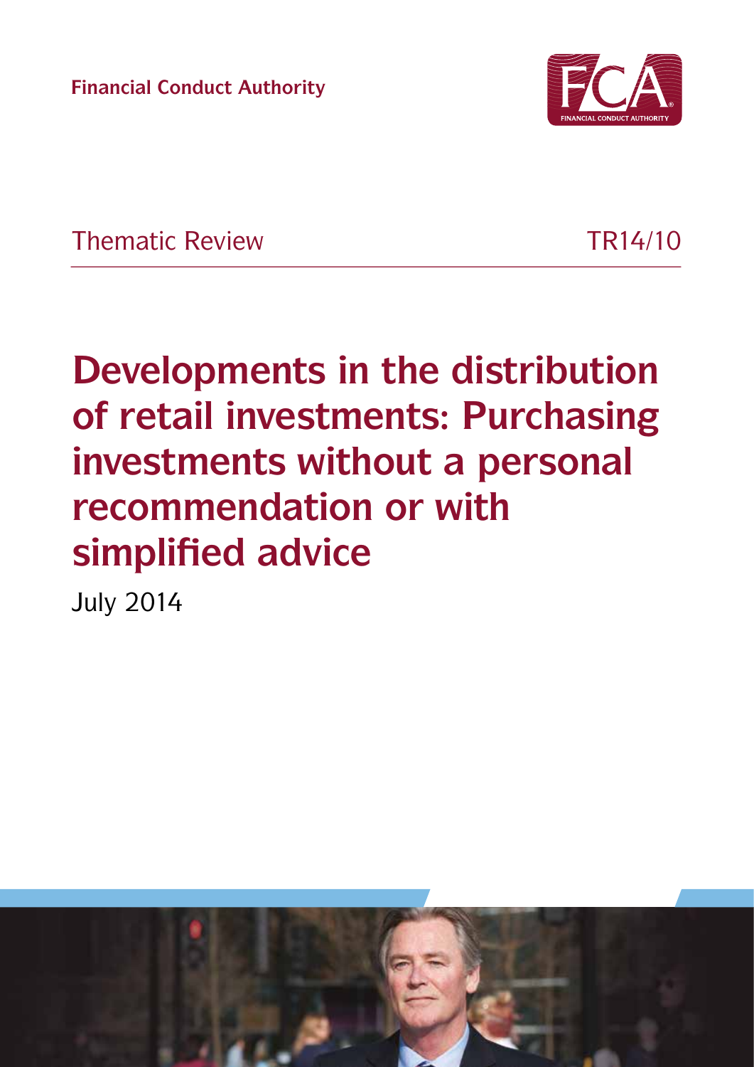Financial Conduct Authority

Thematic Review TR14/10

# Developments in the distribution of retail investments: Purchasing investments without a personal recommendation or with simplified advice

July 2014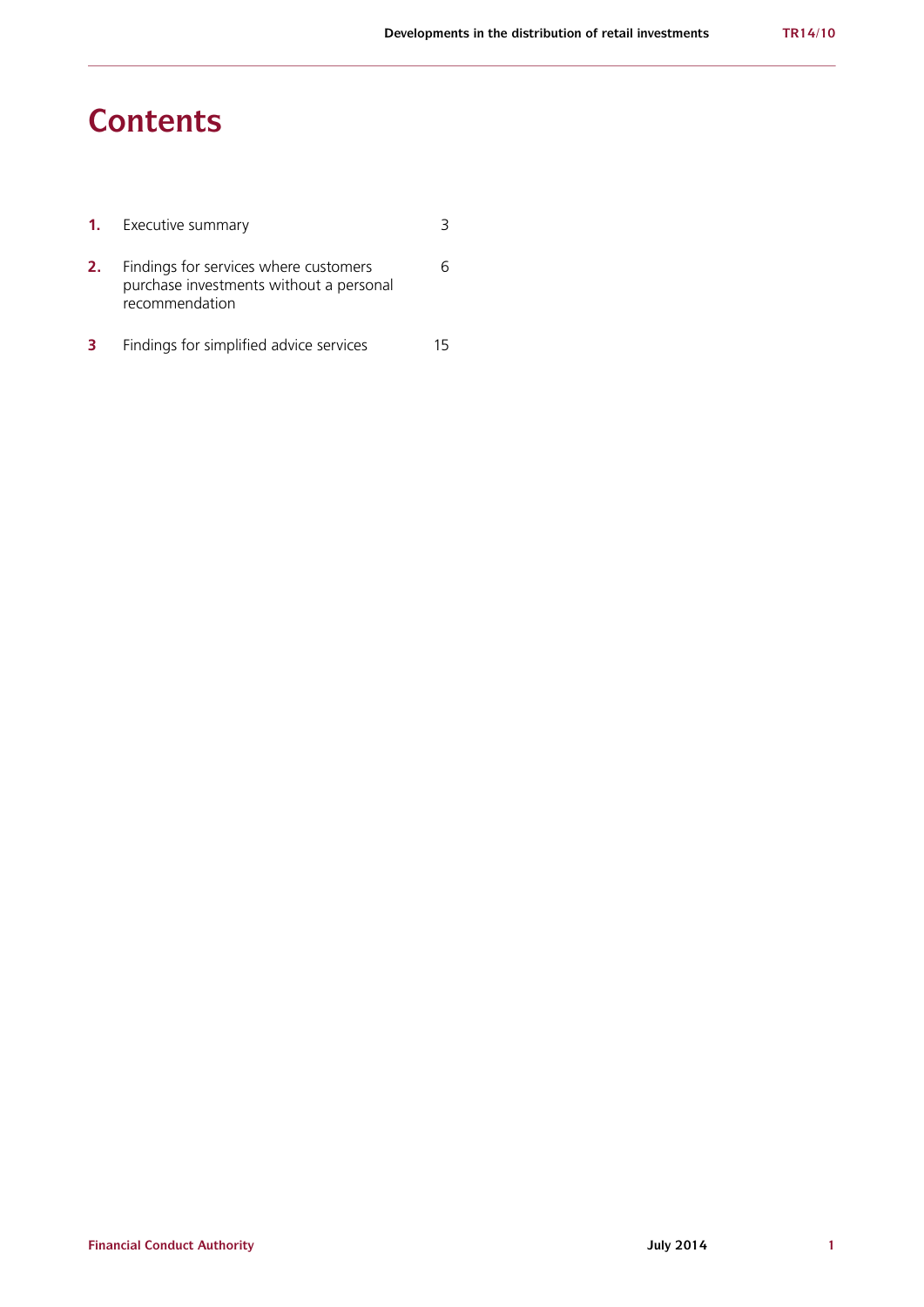# Contents

| | | |
|---|---|---|
| **1.** | Executive summary | 3 |
| **2.** | Findings for services where customers purchase investments without a personal recommendation | 6 |
| **3** | Findings for simplified advice services | 15 |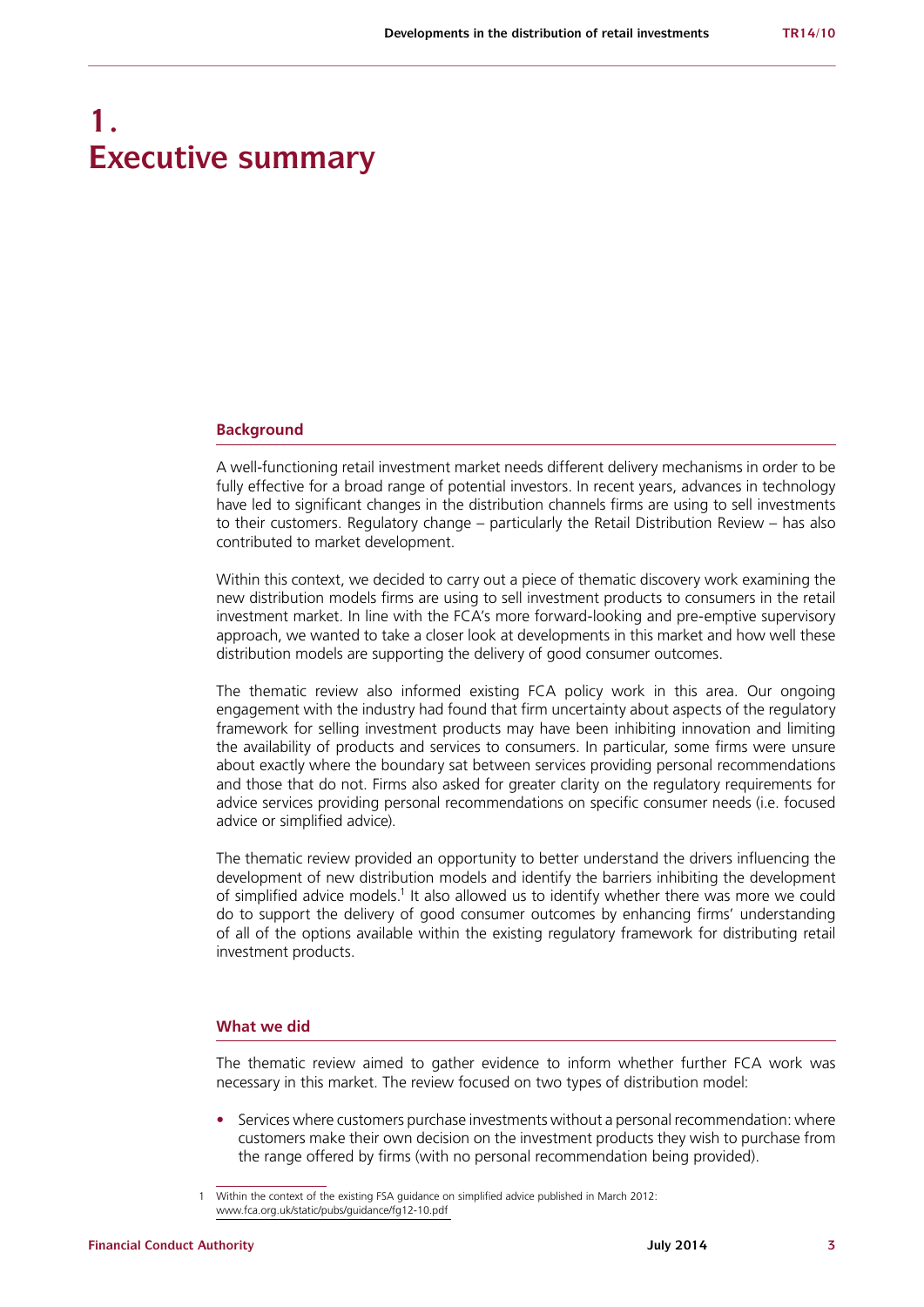# 1. Executive summary

## Background

A well-functioning retail investment market needs different delivery mechanisms in order to be fully effective for a broad range of potential investors. In recent years, advances in technology have led to significant changes in the distribution channels firms are using to sell investments to their customers. Regulatory change – particularly the Retail Distribution Review – has also contributed to market development.

Within this context, we decided to carry out a piece of thematic discovery work examining the new distribution models firms are using to sell investment products to consumers in the retail investment market. In line with the FCA's more forward-looking and pre-emptive supervisory approach, we wanted to take a closer look at developments in this market and how well these distribution models are supporting the delivery of good consumer outcomes.

The thematic review also informed existing FCA policy work in this area. Our ongoing engagement with the industry had found that firm uncertainty about aspects of the regulatory framework for selling investment products may have been inhibiting innovation and limiting the availability of products and services to consumers. In particular, some firms were unsure about exactly where the boundary sat between services providing personal recommendations and those that do not. Firms also asked for greater clarity on the regulatory requirements for advice services providing personal recommendations on specific consumer needs (i.e. focused advice or simplified advice).

The thematic review provided an opportunity to better understand the drivers influencing the development of new distribution models and identify the barriers inhibiting the development of simplified advice models.[1] It also allowed us to identify whether there was more we could do to support the delivery of good consumer outcomes by enhancing firms' understanding of all of the options available within the existing regulatory framework for distributing retail investment products.

## What we did

The thematic review aimed to gather evidence to inform whether further FCA work was necessary in this market. The review focused on two types of distribution model:

- Services where customers purchase investments without a personal recommendation: where customers make their own decision on the investment products they wish to purchase from the range offered by firms (with no personal recommendation being provided).

---

1 Within the context of the existing FSA guidance on simplified advice published in March 2012: www.fca.org.uk/static/pubs/guidance/fg12-10.pdf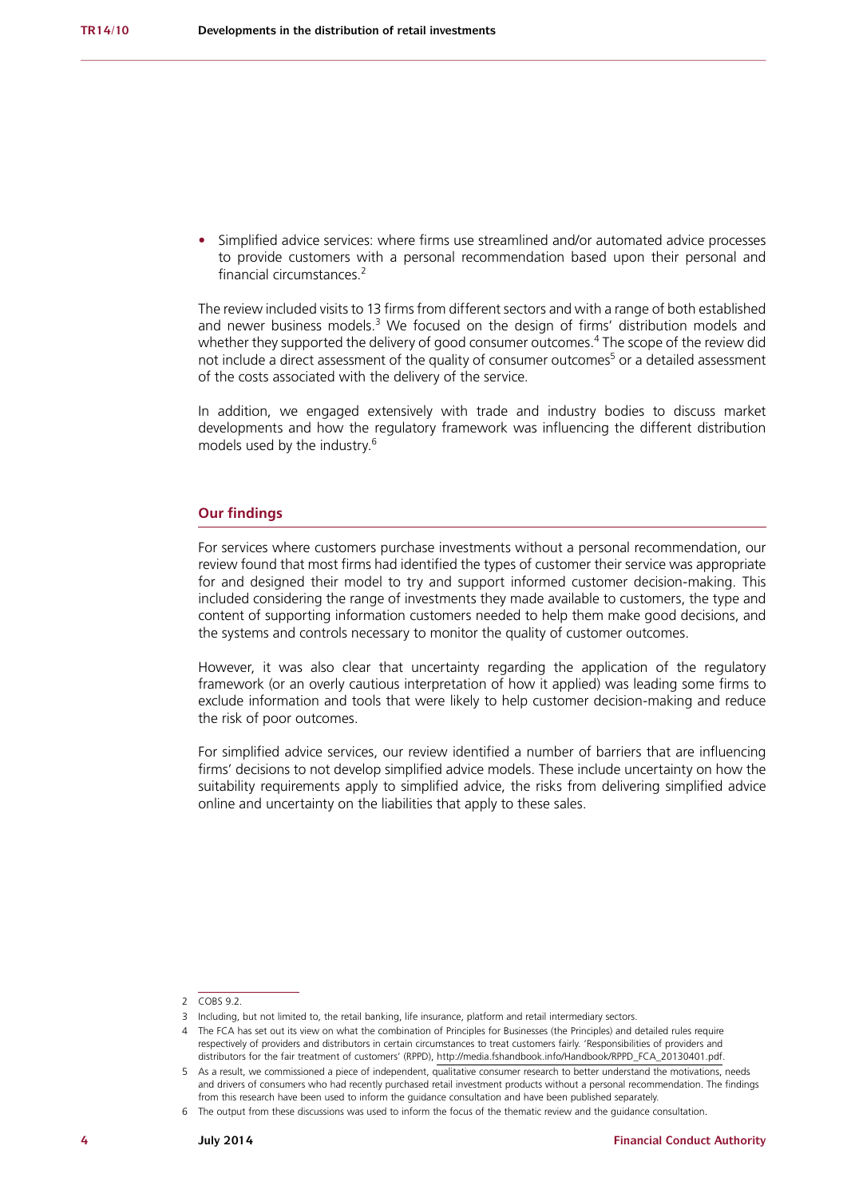- Simplified advice services: where firms use streamlined and/or automated advice processes to provide customers with a personal recommendation based upon their personal and financial circumstances.[2]

The review included visits to 13 firms from different sectors and with a range of both established and newer business models.[3] We focused on the design of firms' distribution models and whether they supported the delivery of good consumer outcomes.[4] The scope of the review did not include a direct assessment of the quality of consumer outcomes[5] or a detailed assessment of the costs associated with the delivery of the service.

In addition, we engaged extensively with trade and industry bodies to discuss market developments and how the regulatory framework was influencing the different distribution models used by the industry.[6]

## Our findings

For services where customers purchase investments without a personal recommendation, our review found that most firms had identified the types of customer their service was appropriate for and designed their model to try and support informed customer decision-making. This included considering the range of investments they made available to customers, the type and content of supporting information customers needed to help them make good decisions, and the systems and controls necessary to monitor the quality of customer outcomes.

However, it was also clear that uncertainty regarding the application of the regulatory framework (or an overly cautious interpretation of how it applied) was leading some firms to exclude information and tools that were likely to help customer decision-making and reduce the risk of poor outcomes.

For simplified advice services, our review identified a number of barriers that are influencing firms' decisions to not develop simplified advice models. These include uncertainty on how the suitability requirements apply to simplified advice, the risks from delivering simplified advice online and uncertainty on the liabilities that apply to these sales.

---

2 COBS 9.2.

3 Including, but not limited to, the retail banking, life insurance, platform and retail intermediary sectors.

4 The FCA has set out its view on what the combination of Principles for Businesses (the Principles) and detailed rules require respectively of providers and distributors in certain circumstances to treat customers fairly. 'Responsibilities of providers and distributors for the fair treatment of customers' (RPPD), http://media.fshandbook.info/Handbook/RPPD_FCA_20130401.pdf.

5 As a result, we commissioned a piece of independent, qualitative consumer research to better understand the motivations, needs and drivers of consumers who had recently purchased retail investment products without a personal recommendation. The findings from this research have been used to inform the guidance consultation and have been published separately.

6 The output from these discussions was used to inform the focus of the thematic review and the guidance consultation.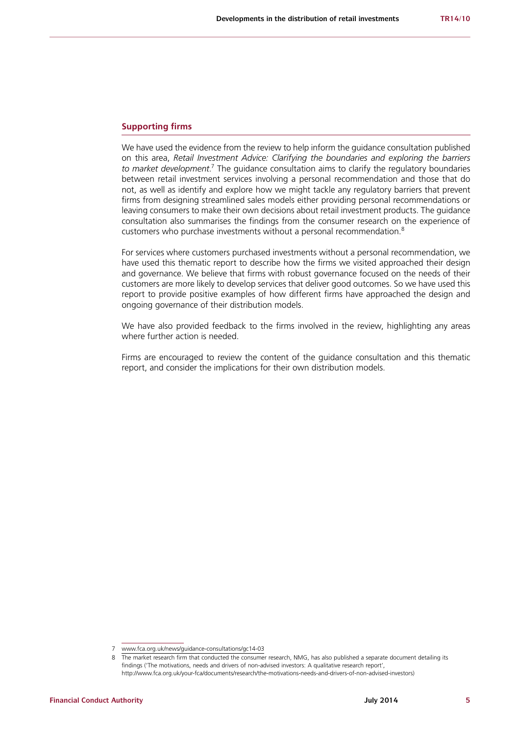## Supporting firms

We have used the evidence from the review to help inform the guidance consultation published on this area, *Retail Investment Advice: Clarifying the boundaries and exploring the barriers to market development*.[7] The guidance consultation aims to clarify the regulatory boundaries between retail investment services involving a personal recommendation and those that do not, as well as identify and explore how we might tackle any regulatory barriers that prevent firms from designing streamlined sales models either providing personal recommendations or leaving consumers to make their own decisions about retail investment products. The guidance consultation also summarises the findings from the consumer research on the experience of customers who purchase investments without a personal recommendation.[8]

For services where customers purchased investments without a personal recommendation, we have used this thematic report to describe how the firms we visited approached their design and governance. We believe that firms with robust governance focused on the needs of their customers are more likely to develop services that deliver good outcomes. So we have used this report to provide positive examples of how different firms have approached the design and ongoing governance of their distribution models.

We have also provided feedback to the firms involved in the review, highlighting any areas where further action is needed.

Firms are encouraged to review the content of the guidance consultation and this thematic report, and consider the implications for their own distribution models.

7 www.fca.org.uk/news/guidance-consultations/gc14-03

8 The market research firm that conducted the consumer research, NMG, has also published a separate document detailing its findings ('The motivations, needs and drivers of non-advised investors: A qualitative research report', http://www.fca.org.uk/your-fca/documents/research/the-motivations-needs-and-drivers-of-non-advised-investors)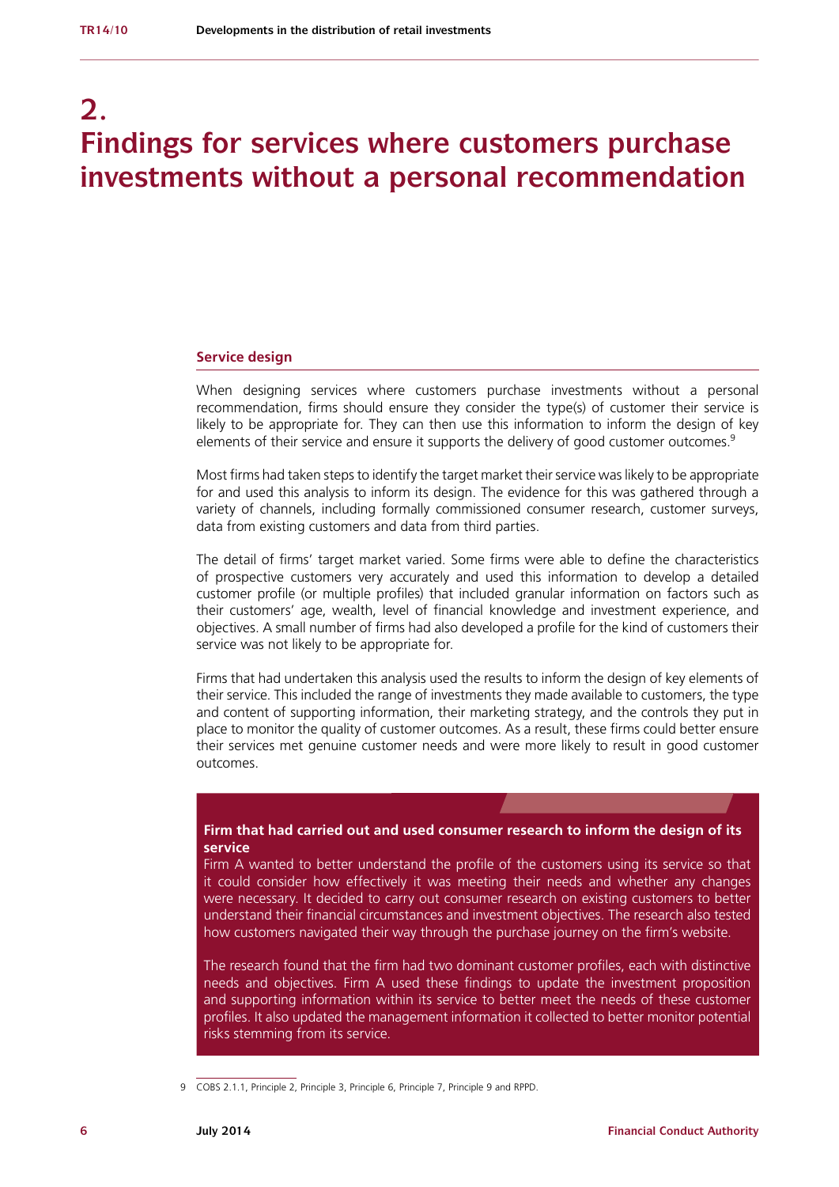# 2. Findings for services where customers purchase investments without a personal recommendation

## Service design

When designing services where customers purchase investments without a personal recommendation, firms should ensure they consider the type(s) of customer their service is likely to be appropriate for. They can then use this information to inform the design of key elements of their service and ensure it supports the delivery of good customer outcomes.[9]

Most firms had taken steps to identify the target market their service was likely to be appropriate for and used this analysis to inform its design. The evidence for this was gathered through a variety of channels, including formally commissioned consumer research, customer surveys, data from existing customers and data from third parties.

The detail of firms' target market varied. Some firms were able to define the characteristics of prospective customers very accurately and used this information to develop a detailed customer profile (or multiple profiles) that included granular information on factors such as their customers' age, wealth, level of financial knowledge and investment experience, and objectives. A small number of firms had also developed a profile for the kind of customers their service was not likely to be appropriate for.

Firms that had undertaken this analysis used the results to inform the design of key elements of their service. This included the range of investments they made available to customers, the type and content of supporting information, their marketing strategy, and the controls they put in place to monitor the quality of customer outcomes. As a result, these firms could better ensure their services met genuine customer needs and were more likely to result in good customer outcomes.

**Firm that had carried out and used consumer research to inform the design of its service**

Firm A wanted to better understand the profile of the customers using its service so that it could consider how effectively it was meeting their needs and whether any changes were necessary. It decided to carry out consumer research on existing customers to better understand their financial circumstances and investment objectives. The research also tested how customers navigated their way through the purchase journey on the firm's website.

The research found that the firm had two dominant customer profiles, each with distinctive needs and objectives. Firm A used these findings to update the investment proposition and supporting information within its service to better meet the needs of these customer profiles. It also updated the management information it collected to better monitor potential risks stemming from its service.

---

9 COBS 2.1.1, Principle 2, Principle 3, Principle 6, Principle 7, Principle 9 and RPPD.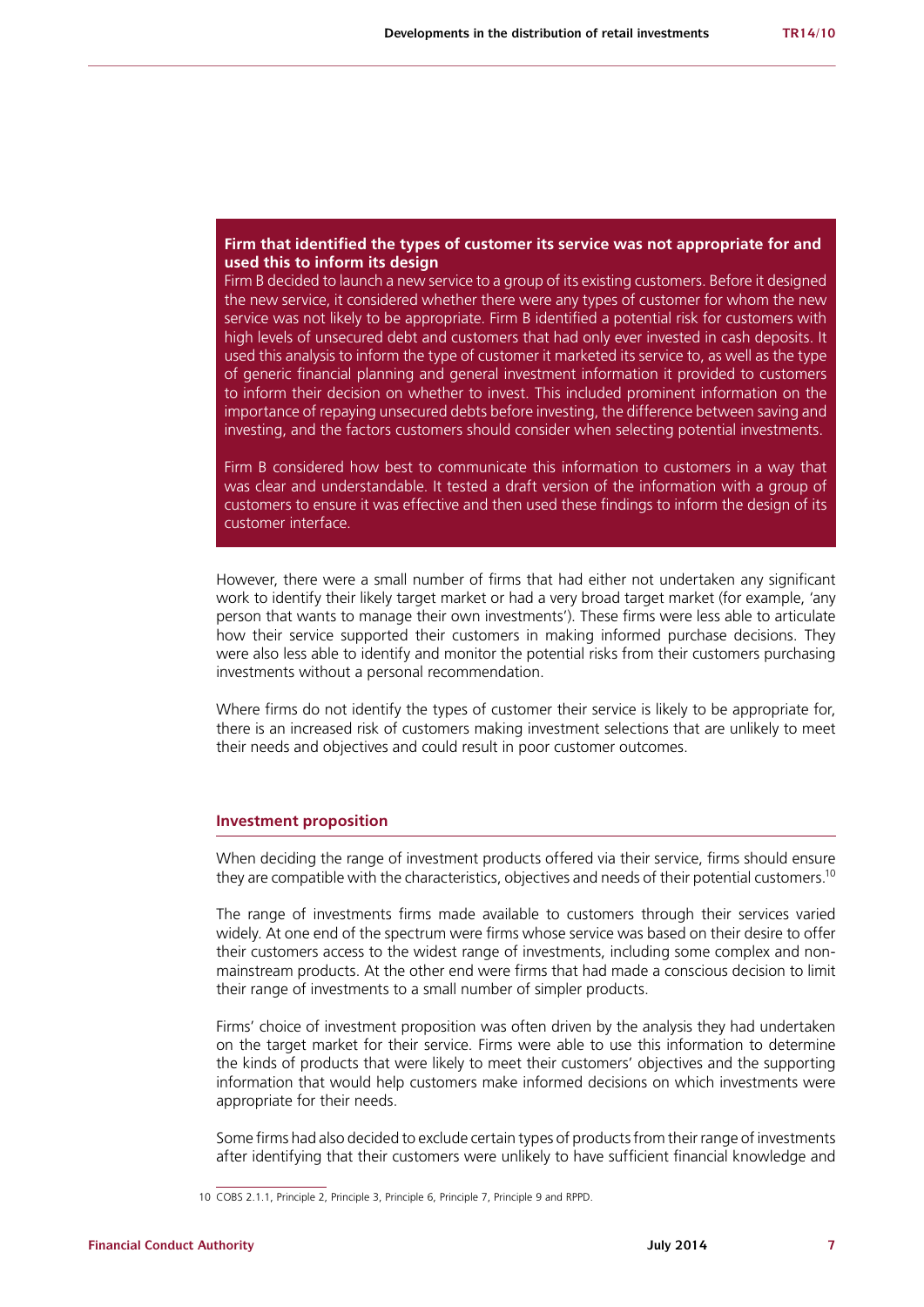**Firm that identified the types of customer its service was not appropriate for and used this to inform its design**

Firm B decided to launch a new service to a group of its existing customers. Before it designed the new service, it considered whether there were any types of customer for whom the new service was not likely to be appropriate. Firm B identified a potential risk for customers with high levels of unsecured debt and customers that had only ever invested in cash deposits. It used this analysis to inform the type of customer it marketed its service to, as well as the type of generic financial planning and general investment information it provided to customers to inform their decision on whether to invest. This included prominent information on the importance of repaying unsecured debts before investing, the difference between saving and investing, and the factors customers should consider when selecting potential investments.

Firm B considered how best to communicate this information to customers in a way that was clear and understandable. It tested a draft version of the information with a group of customers to ensure it was effective and then used these findings to inform the design of its customer interface.

However, there were a small number of firms that had either not undertaken any significant work to identify their likely target market or had a very broad target market (for example, 'any person that wants to manage their own investments'). These firms were less able to articulate how their service supported their customers in making informed purchase decisions. They were also less able to identify and monitor the potential risks from their customers purchasing investments without a personal recommendation.

Where firms do not identify the types of customer their service is likely to be appropriate for, there is an increased risk of customers making investment selections that are unlikely to meet their needs and objectives and could result in poor customer outcomes.

### Investment proposition

When deciding the range of investment products offered via their service, firms should ensure they are compatible with the characteristics, objectives and needs of their potential customers.[10]

The range of investments firms made available to customers through their services varied widely. At one end of the spectrum were firms whose service was based on their desire to offer their customers access to the widest range of investments, including some complex and non-mainstream products. At the other end were firms that had made a conscious decision to limit their range of investments to a small number of simpler products.

Firms' choice of investment proposition was often driven by the analysis they had undertaken on the target market for their service. Firms were able to use this information to determine the kinds of products that were likely to meet their customers' objectives and the supporting information that would help customers make informed decisions on which investments were appropriate for their needs.

Some firms had also decided to exclude certain types of products from their range of investments after identifying that their customers were unlikely to have sufficient financial knowledge and

10 COBS 2.1.1, Principle 2, Principle 3, Principle 6, Principle 7, Principle 9 and RPPD.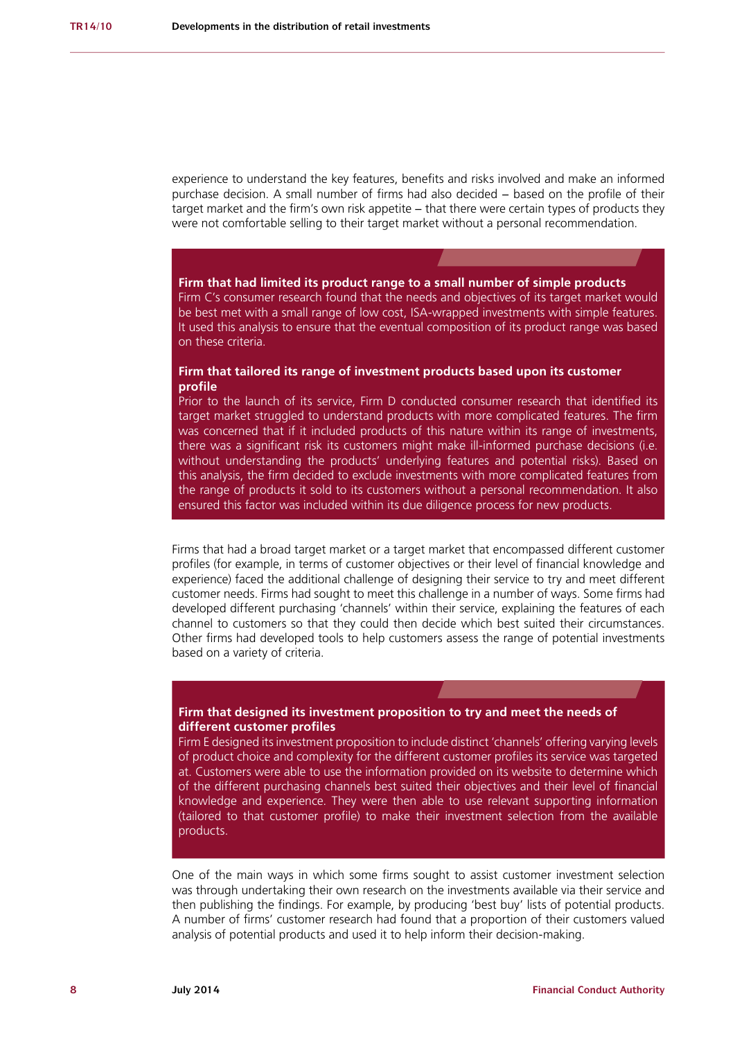experience to understand the key features, benefits and risks involved and make an informed purchase decision. A small number of firms had also decided – based on the profile of their target market and the firm's own risk appetite – that there were certain types of products they were not comfortable selling to their target market without a personal recommendation.

**Firm that had limited its product range to a small number of simple products**
Firm C's consumer research found that the needs and objectives of its target market would be best met with a small range of low cost, ISA-wrapped investments with simple features. It used this analysis to ensure that the eventual composition of its product range was based on these criteria.

**Firm that tailored its range of investment products based upon its customer profile**
Prior to the launch of its service, Firm D conducted consumer research that identified its target market struggled to understand products with more complicated features. The firm was concerned that if it included products of this nature within its range of investments, there was a significant risk its customers might make ill-informed purchase decisions (i.e. without understanding the products' underlying features and potential risks). Based on this analysis, the firm decided to exclude investments with more complicated features from the range of products it sold to its customers without a personal recommendation. It also ensured this factor was included within its due diligence process for new products.

Firms that had a broad target market or a target market that encompassed different customer profiles (for example, in terms of customer objectives or their level of financial knowledge and experience) faced the additional challenge of designing their service to try and meet different customer needs. Firms had sought to meet this challenge in a number of ways. Some firms had developed different purchasing 'channels' within their service, explaining the features of each channel to customers so that they could then decide which best suited their circumstances. Other firms had developed tools to help customers assess the range of potential investments based on a variety of criteria.

**Firm that designed its investment proposition to try and meet the needs of different customer profiles**
Firm E designed its investment proposition to include distinct 'channels' offering varying levels of product choice and complexity for the different customer profiles its service was targeted at. Customers were able to use the information provided on its website to determine which of the different purchasing channels best suited their objectives and their level of financial knowledge and experience. They were then able to use relevant supporting information (tailored to that customer profile) to make their investment selection from the available products.

One of the main ways in which some firms sought to assist customer investment selection was through undertaking their own research on the investments available via their service and then publishing the findings. For example, by producing 'best buy' lists of potential products. A number of firms' customer research had found that a proportion of their customers valued analysis of potential products and used it to help inform their decision-making.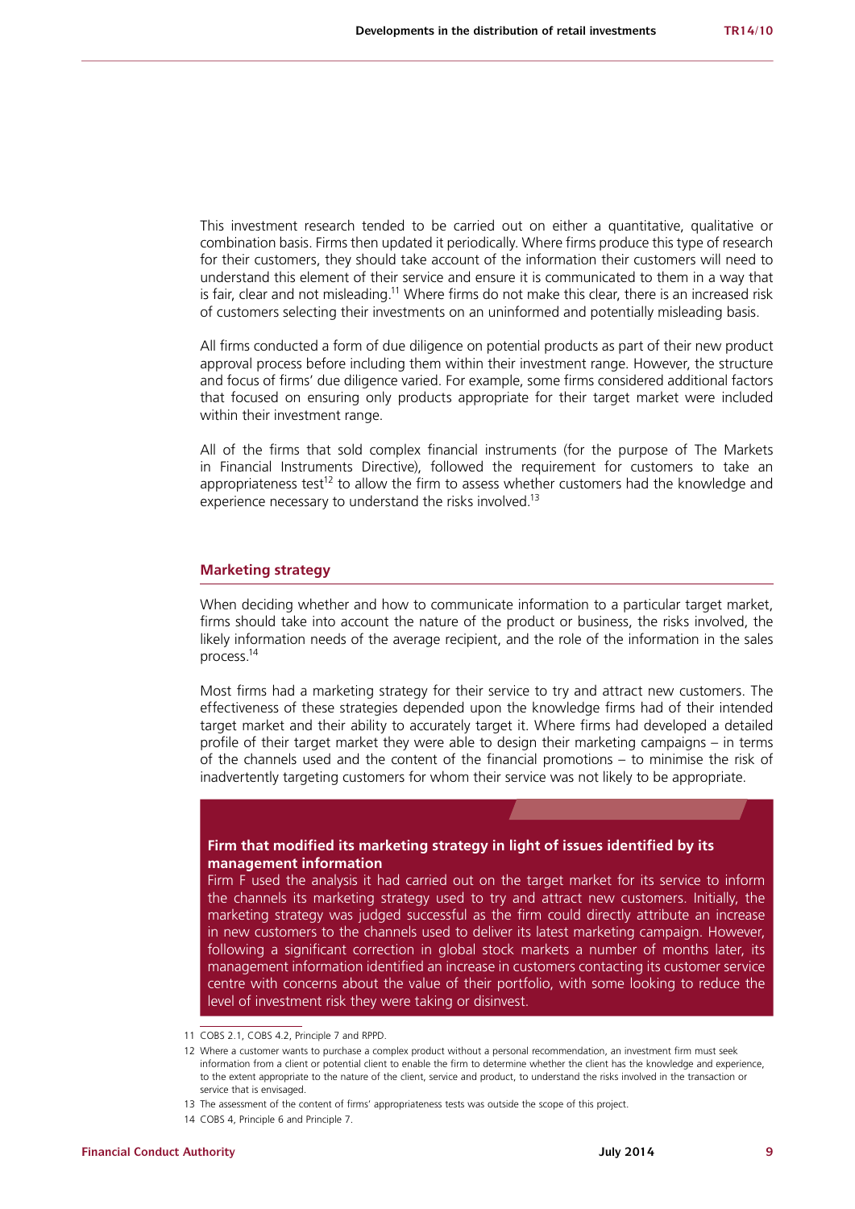This investment research tended to be carried out on either a quantitative, qualitative or combination basis. Firms then updated it periodically. Where firms produce this type of research for their customers, they should take account of the information their customers will need to understand this element of their service and ensure it is communicated to them in a way that is fair, clear and not misleading.[11] Where firms do not make this clear, there is an increased risk of customers selecting their investments on an uninformed and potentially misleading basis.

All firms conducted a form of due diligence on potential products as part of their new product approval process before including them within their investment range. However, the structure and focus of firms' due diligence varied. For example, some firms considered additional factors that focused on ensuring only products appropriate for their target market were included within their investment range.

All of the firms that sold complex financial instruments (for the purpose of The Markets in Financial Instruments Directive), followed the requirement for customers to take an appropriateness test[12] to allow the firm to assess whether customers had the knowledge and experience necessary to understand the risks involved.[13]

## Marketing strategy

When deciding whether and how to communicate information to a particular target market, firms should take into account the nature of the product or business, the risks involved, the likely information needs of the average recipient, and the role of the information in the sales process.[14]

Most firms had a marketing strategy for their service to try and attract new customers. The effectiveness of these strategies depended upon the knowledge firms had of their intended target market and their ability to accurately target it. Where firms had developed a detailed profile of their target market they were able to design their marketing campaigns – in terms of the channels used and the content of the financial promotions – to minimise the risk of inadvertently targeting customers for whom their service was not likely to be appropriate.

**Firm that modified its marketing strategy in light of issues identified by its management information**

Firm F used the analysis it had carried out on the target market for its service to inform the channels its marketing strategy used to try and attract new customers. Initially, the marketing strategy was judged successful as the firm could directly attribute an increase in new customers to the channels used to deliver its latest marketing campaign. However, following a significant correction in global stock markets a number of months later, its management information identified an increase in customers contacting its customer service centre with concerns about the value of their portfolio, with some looking to reduce the level of investment risk they were taking or disinvest.

---

11 COBS 2.1, COBS 4.2, Principle 7 and RPPD.

12 Where a customer wants to purchase a complex product without a personal recommendation, an investment firm must seek information from a client or potential client to enable the firm to determine whether the client has the knowledge and experience, to the extent appropriate to the nature of the client, service and product, to understand the risks involved in the transaction or service that is envisaged.

13 The assessment of the content of firms' appropriateness tests was outside the scope of this project.

14 COBS 4, Principle 6 and Principle 7.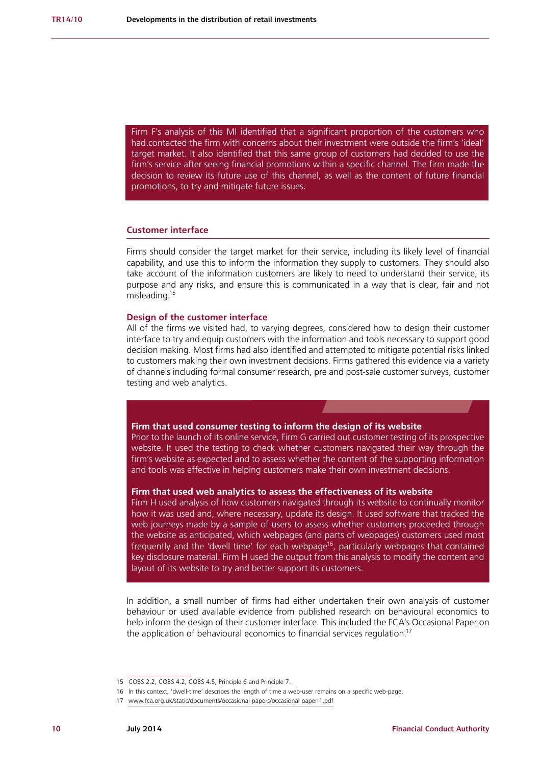Firm F's analysis of this MI identified that a significant proportion of the customers who had.contacted the firm with concerns about their investment were outside the firm's 'ideal' target market. It also identified that this same group of customers had decided to use the firm's service after seeing financial promotions within a specific channel. The firm made the decision to review its future use of this channel, as well as the content of future financial promotions, to try and mitigate future issues.

## Customer interface

Firms should consider the target market for their service, including its likely level of financial capability, and use this to inform the information they supply to customers. They should also take account of the information customers are likely to need to understand their service, its purpose and any risks, and ensure this is communicated in a way that is clear, fair and not misleading.[15]

### Design of the customer interface

All of the firms we visited had, to varying degrees, considered how to design their customer interface to try and equip customers with the information and tools necessary to support good decision making. Most firms had also identified and attempted to mitigate potential risks linked to customers making their own investment decisions. Firms gathered this evidence via a variety of channels including formal consumer research, pre and post-sale customer surveys, customer testing and web analytics.

**Firm that used consumer testing to inform the design of its website**
Prior to the launch of its online service, Firm G carried out customer testing of its prospective website. It used the testing to check whether customers navigated their way through the firm's website as expected and to assess whether the content of the supporting information and tools was effective in helping customers make their own investment decisions.

**Firm that used web analytics to assess the effectiveness of its website**
Firm H used analysis of how customers navigated through its website to continually monitor how it was used and, where necessary, update its design. It used software that tracked the web journeys made by a sample of users to assess whether customers proceeded through the website as anticipated, which webpages (and parts of webpages) customers used most frequently and the 'dwell time' for each webpage[16], particularly webpages that contained key disclosure material. Firm H used the output from this analysis to modify the content and layout of its website to try and better support its customers.

In addition, a small number of firms had either undertaken their own analysis of customer behaviour or used available evidence from published research on behavioural economics to help inform the design of their customer interface. This included the FCA's Occasional Paper on the application of behavioural economics to financial services regulation.[17]

15 COBS 2.2, COBS 4.2, COBS 4.5, Principle 6 and Principle 7.

16 In this context, 'dwell-time' describes the length of time a web-user remains on a specific web-page.

17 www.fca.org.uk/static/documents/occasional-papers/occasional-paper-1.pdf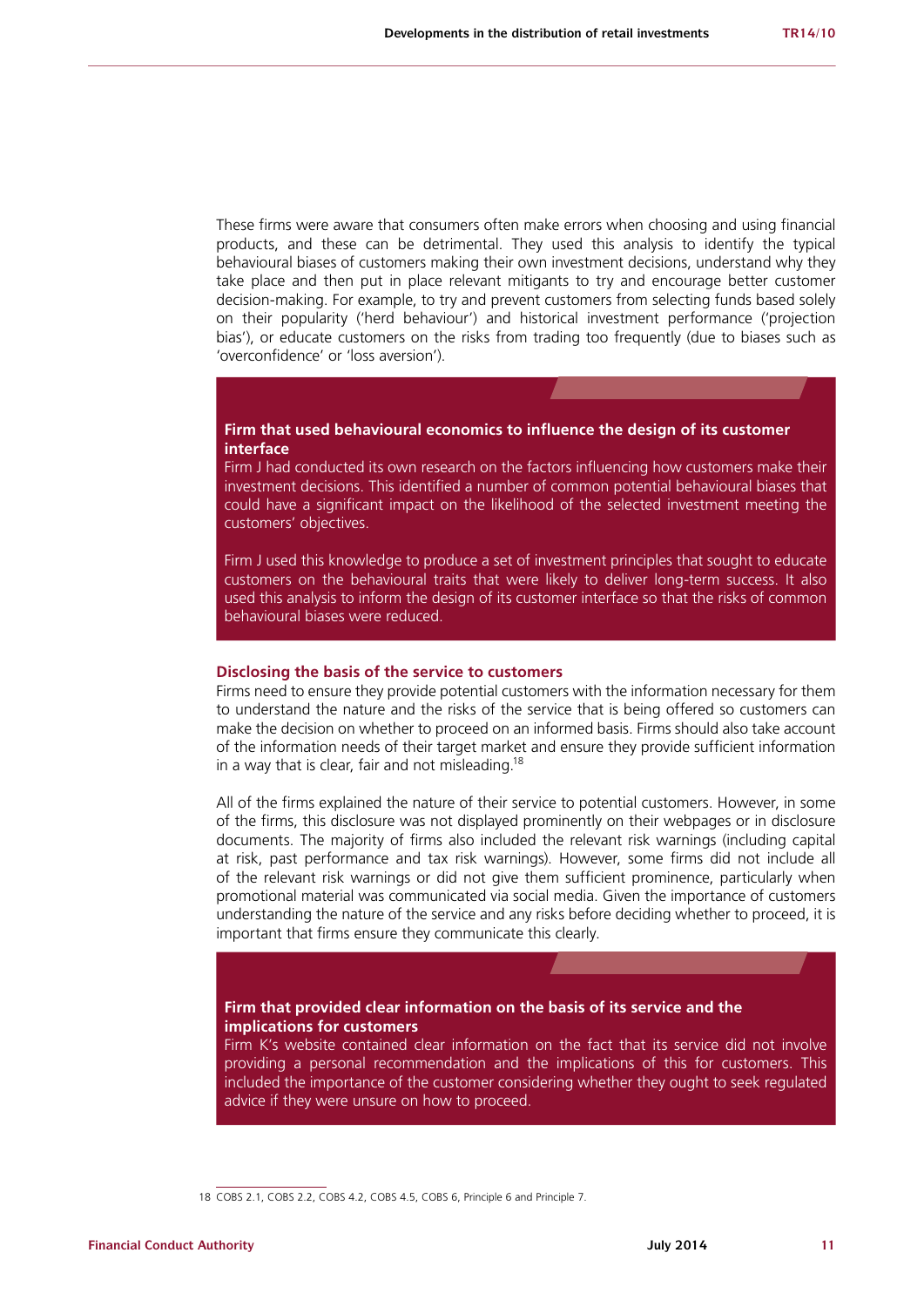These firms were aware that consumers often make errors when choosing and using financial products, and these can be detrimental. They used this analysis to identify the typical behavioural biases of customers making their own investment decisions, understand why they take place and then put in place relevant mitigants to try and encourage better customer decision-making. For example, to try and prevent customers from selecting funds based solely on their popularity ('herd behaviour') and historical investment performance ('projection bias'), or educate customers on the risks from trading too frequently (due to biases such as 'overconfidence' or 'loss aversion').

**Firm that used behavioural economics to influence the design of its customer interface**

Firm J had conducted its own research on the factors influencing how customers make their investment decisions. This identified a number of common potential behavioural biases that could have a significant impact on the likelihood of the selected investment meeting the customers' objectives.

Firm J used this knowledge to produce a set of investment principles that sought to educate customers on the behavioural traits that were likely to deliver long-term success. It also used this analysis to inform the design of its customer interface so that the risks of common behavioural biases were reduced.

### Disclosing the basis of the service to customers

Firms need to ensure they provide potential customers with the information necessary for them to understand the nature and the risks of the service that is being offered so customers can make the decision on whether to proceed on an informed basis. Firms should also take account of the information needs of their target market and ensure they provide sufficient information in a way that is clear, fair and not misleading.[18]

All of the firms explained the nature of their service to potential customers. However, in some of the firms, this disclosure was not displayed prominently on their webpages or in disclosure documents. The majority of firms also included the relevant risk warnings (including capital at risk, past performance and tax risk warnings). However, some firms did not include all of the relevant risk warnings or did not give them sufficient prominence, particularly when promotional material was communicated via social media. Given the importance of customers understanding the nature of the service and any risks before deciding whether to proceed, it is important that firms ensure they communicate this clearly.

**Firm that provided clear information on the basis of its service and the implications for customers**

Firm K's website contained clear information on the fact that its service did not involve providing a personal recommendation and the implications of this for customers. This included the importance of the customer considering whether they ought to seek regulated advice if they were unsure on how to proceed.

18 COBS 2.1, COBS 2.2, COBS 4.2, COBS 4.5, COBS 6, Principle 6 and Principle 7.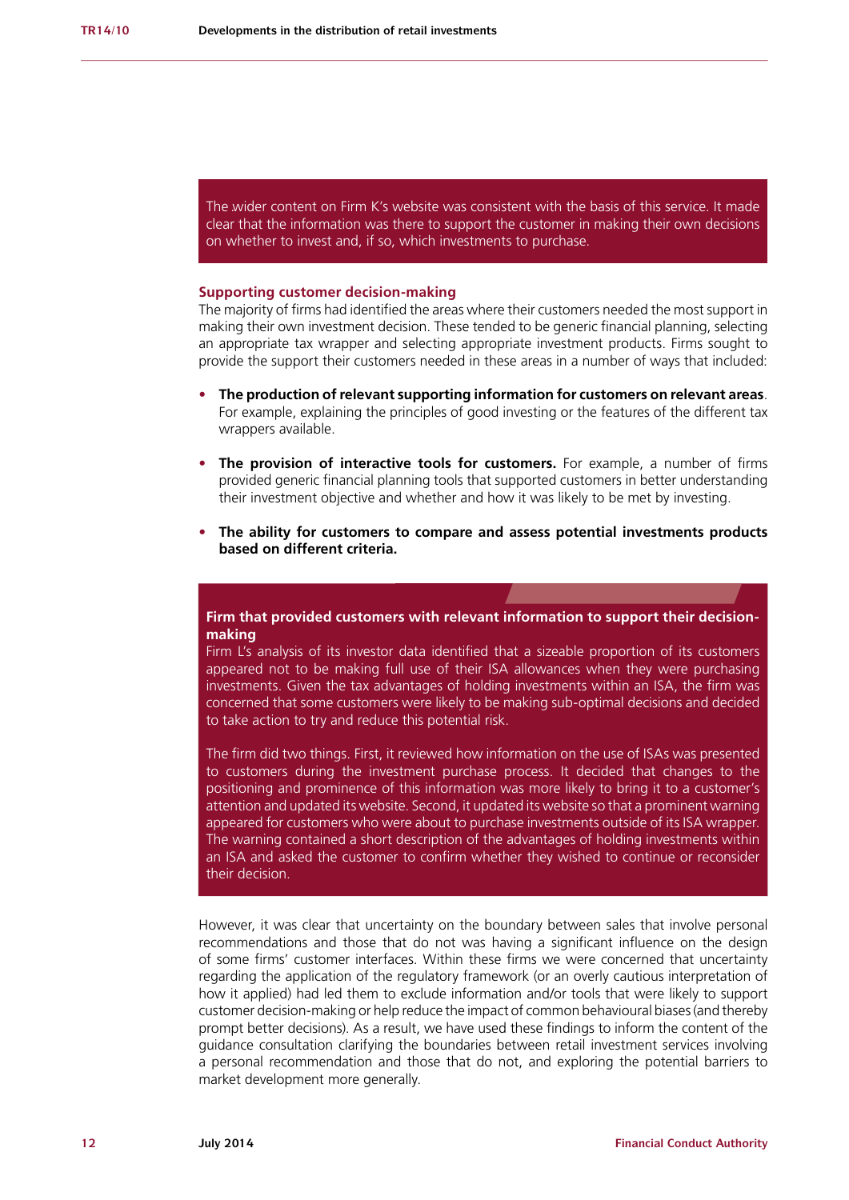The wider content on Firm K's website was consistent with the basis of this service. It made clear that the information was there to support the customer in making their own decisions on whether to invest and, if so, which investments to purchase.

### Supporting customer decision-making

The majority of firms had identified the areas where their customers needed the most support in making their own investment decision. These tended to be generic financial planning, selecting an appropriate tax wrapper and selecting appropriate investment products. Firms sought to provide the support their customers needed in these areas in a number of ways that included:

- **The production of relevant supporting information for customers on relevant areas**. For example, explaining the principles of good investing or the features of the different tax wrappers available.
- **The provision of interactive tools for customers.** For example, a number of firms provided generic financial planning tools that supported customers in better understanding their investment objective and whether and how it was likely to be met by investing.
- **The ability for customers to compare and assess potential investments products based on different criteria.**

**Firm that provided customers with relevant information to support their decision-making**

Firm L's analysis of its investor data identified that a sizeable proportion of its customers appeared not to be making full use of their ISA allowances when they were purchasing investments. Given the tax advantages of holding investments within an ISA, the firm was concerned that some customers were likely to be making sub-optimal decisions and decided to take action to try and reduce this potential risk.

The firm did two things. First, it reviewed how information on the use of ISAs was presented to customers during the investment purchase process. It decided that changes to the positioning and prominence of this information was more likely to bring it to a customer's attention and updated its website. Second, it updated its website so that a prominent warning appeared for customers who were about to purchase investments outside of its ISA wrapper. The warning contained a short description of the advantages of holding investments within an ISA and asked the customer to confirm whether they wished to continue or reconsider their decision.

However, it was clear that uncertainty on the boundary between sales that involve personal recommendations and those that do not was having a significant influence on the design of some firms' customer interfaces. Within these firms we were concerned that uncertainty regarding the application of the regulatory framework (or an overly cautious interpretation of how it applied) had led them to exclude information and/or tools that were likely to support customer decision-making or help reduce the impact of common behavioural biases (and thereby prompt better decisions). As a result, we have used these findings to inform the content of the guidance consultation clarifying the boundaries between retail investment services involving a personal recommendation and those that do not, and exploring the potential barriers to market development more generally.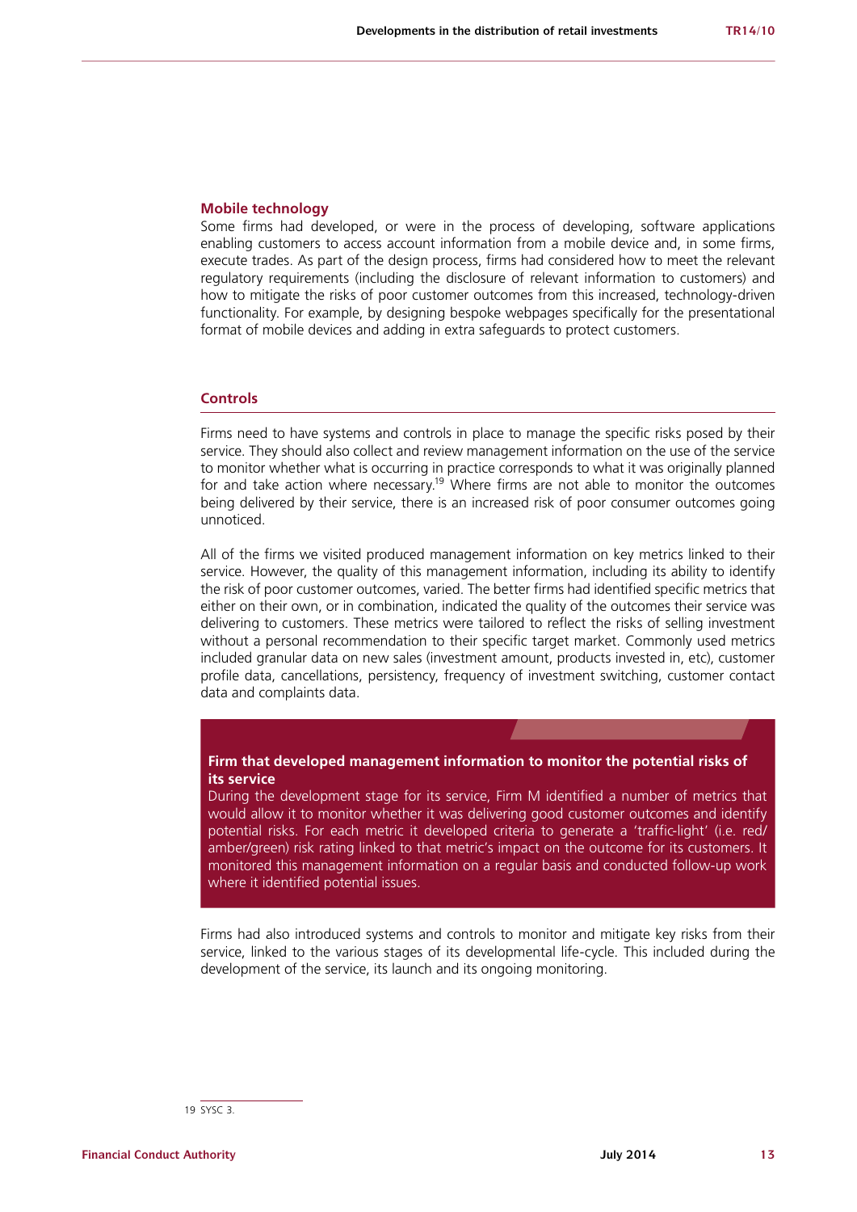### Mobile technology

Some firms had developed, or were in the process of developing, software applications enabling customers to access account information from a mobile device and, in some firms, execute trades. As part of the design process, firms had considered how to meet the relevant regulatory requirements (including the disclosure of relevant information to customers) and how to mitigate the risks of poor customer outcomes from this increased, technology-driven functionality. For example, by designing bespoke webpages specifically for the presentational format of mobile devices and adding in extra safeguards to protect customers.

## Controls

Firms need to have systems and controls in place to manage the specific risks posed by their service. They should also collect and review management information on the use of the service to monitor whether what is occurring in practice corresponds to what it was originally planned for and take action where necessary.[19] Where firms are not able to monitor the outcomes being delivered by their service, there is an increased risk of poor consumer outcomes going unnoticed.

All of the firms we visited produced management information on key metrics linked to their service. However, the quality of this management information, including its ability to identify the risk of poor customer outcomes, varied. The better firms had identified specific metrics that either on their own, or in combination, indicated the quality of the outcomes their service was delivering to customers. These metrics were tailored to reflect the risks of selling investment without a personal recommendation to their specific target market. Commonly used metrics included granular data on new sales (investment amount, products invested in, etc), customer profile data, cancellations, persistency, frequency of investment switching, customer contact data and complaints data.

**Firm that developed management information to monitor the potential risks of its service**

During the development stage for its service, Firm M identified a number of metrics that would allow it to monitor whether it was delivering good customer outcomes and identify potential risks. For each metric it developed criteria to generate a 'traffic-light' (i.e. red/amber/green) risk rating linked to that metric's impact on the outcome for its customers. It monitored this management information on a regular basis and conducted follow-up work where it identified potential issues.

Firms had also introduced systems and controls to monitor and mitigate key risks from their service, linked to the various stages of its developmental life-cycle. This included during the development of the service, its launch and its ongoing monitoring.

19 SYSC 3.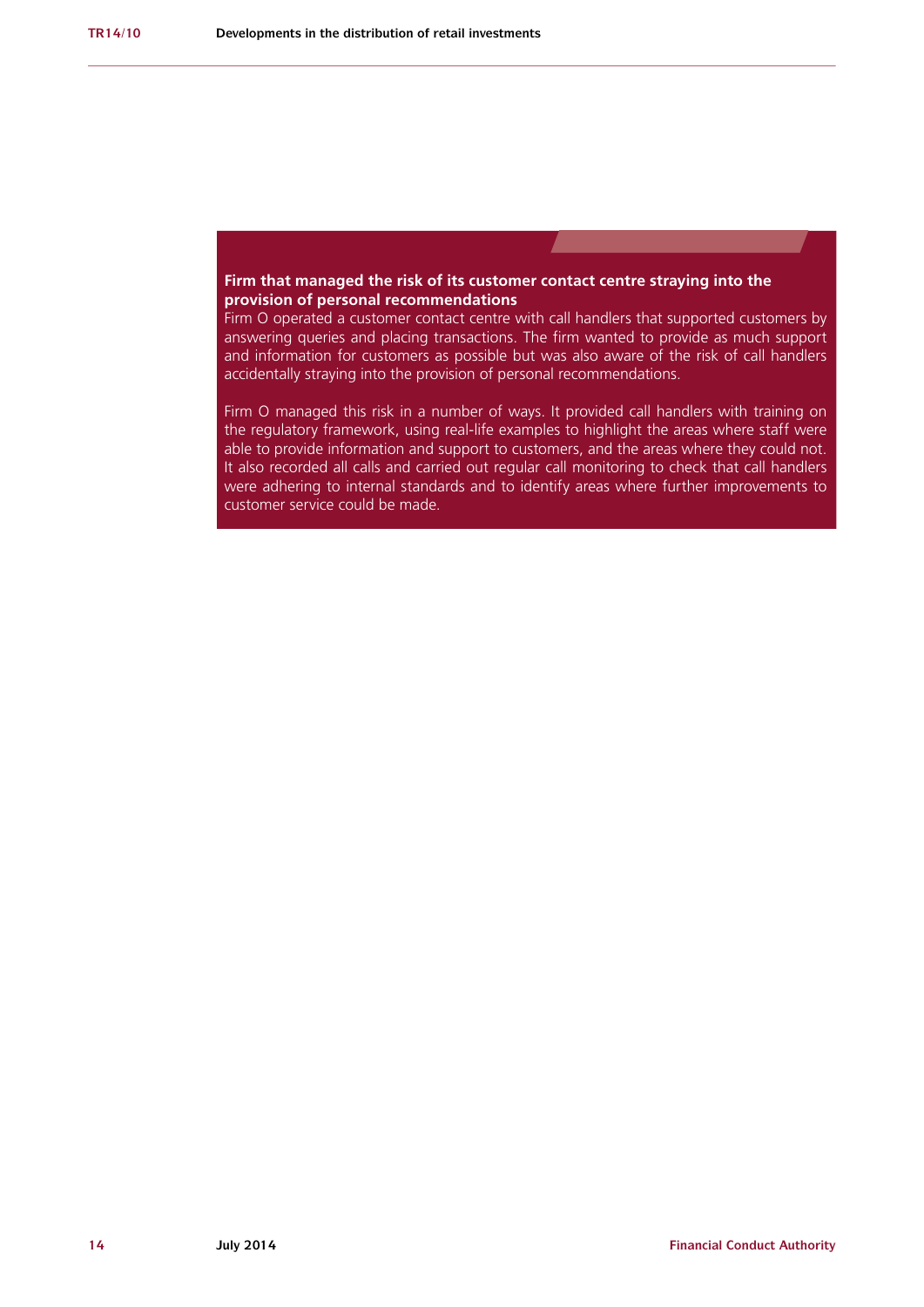**Firm that managed the risk of its customer contact centre straying into the provision of personal recommendations**

Firm O operated a customer contact centre with call handlers that supported customers by answering queries and placing transactions. The firm wanted to provide as much support and information for customers as possible but was also aware of the risk of call handlers accidentally straying into the provision of personal recommendations.

Firm O managed this risk in a number of ways. It provided call handlers with training on the regulatory framework, using real-life examples to highlight the areas where staff were able to provide information and support to customers, and the areas where they could not. It also recorded all calls and carried out regular call monitoring to check that call handlers were adhering to internal standards and to identify areas where further improvements to customer service could be made.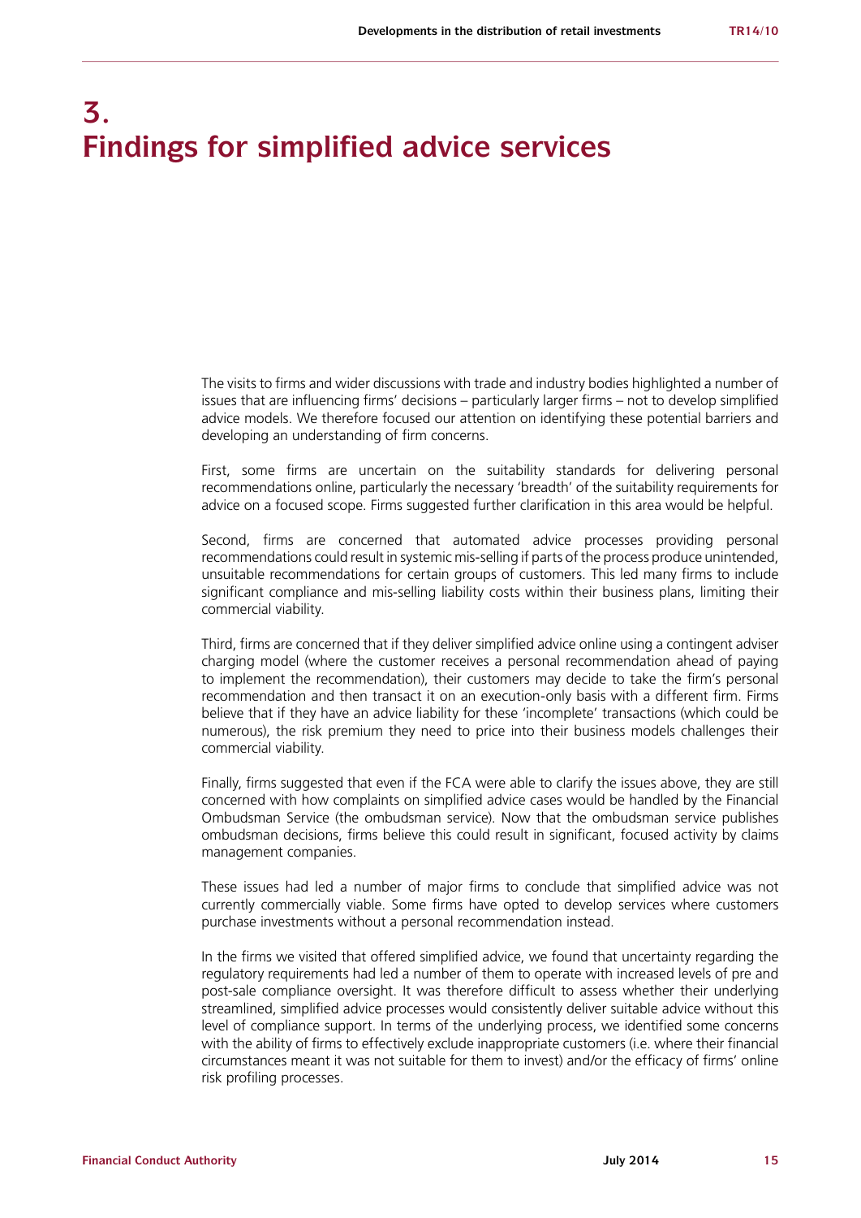# 3. Findings for simplified advice services

The visits to firms and wider discussions with trade and industry bodies highlighted a number of issues that are influencing firms' decisions – particularly larger firms – not to develop simplified advice models. We therefore focused our attention on identifying these potential barriers and developing an understanding of firm concerns.

First, some firms are uncertain on the suitability standards for delivering personal recommendations online, particularly the necessary 'breadth' of the suitability requirements for advice on a focused scope. Firms suggested further clarification in this area would be helpful.

Second, firms are concerned that automated advice processes providing personal recommendations could result in systemic mis-selling if parts of the process produce unintended, unsuitable recommendations for certain groups of customers. This led many firms to include significant compliance and mis-selling liability costs within their business plans, limiting their commercial viability.

Third, firms are concerned that if they deliver simplified advice online using a contingent adviser charging model (where the customer receives a personal recommendation ahead of paying to implement the recommendation), their customers may decide to take the firm's personal recommendation and then transact it on an execution-only basis with a different firm. Firms believe that if they have an advice liability for these 'incomplete' transactions (which could be numerous), the risk premium they need to price into their business models challenges their commercial viability.

Finally, firms suggested that even if the FCA were able to clarify the issues above, they are still concerned with how complaints on simplified advice cases would be handled by the Financial Ombudsman Service (the ombudsman service). Now that the ombudsman service publishes ombudsman decisions, firms believe this could result in significant, focused activity by claims management companies.

These issues had led a number of major firms to conclude that simplified advice was not currently commercially viable. Some firms have opted to develop services where customers purchase investments without a personal recommendation instead.

In the firms we visited that offered simplified advice, we found that uncertainty regarding the regulatory requirements had led a number of them to operate with increased levels of pre and post-sale compliance oversight. It was therefore difficult to assess whether their underlying streamlined, simplified advice processes would consistently deliver suitable advice without this level of compliance support. In terms of the underlying process, we identified some concerns with the ability of firms to effectively exclude inappropriate customers (i.e. where their financial circumstances meant it was not suitable for them to invest) and/or the efficacy of firms' online risk profiling processes.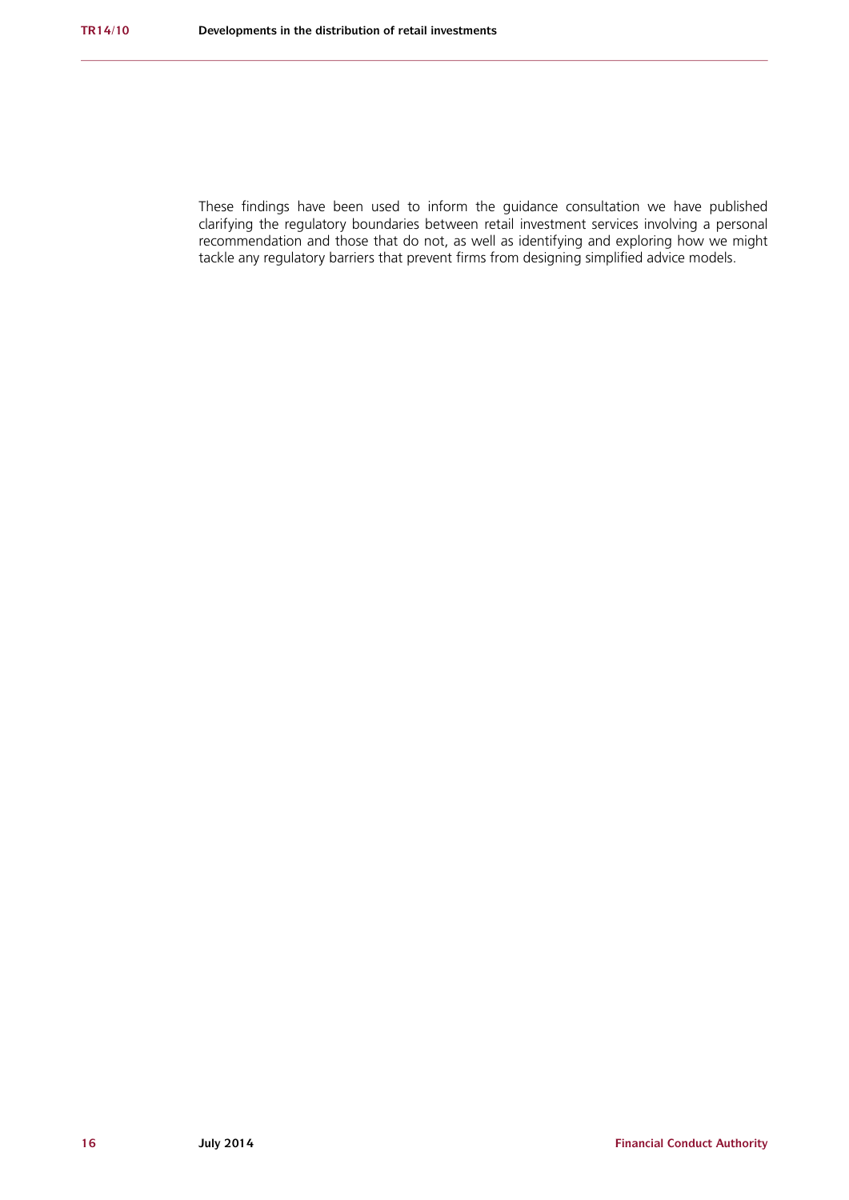These findings have been used to inform the guidance consultation we have published clarifying the regulatory boundaries between retail investment services involving a personal recommendation and those that do not, as well as identifying and exploring how we might tackle any regulatory barriers that prevent firms from designing simplified advice models.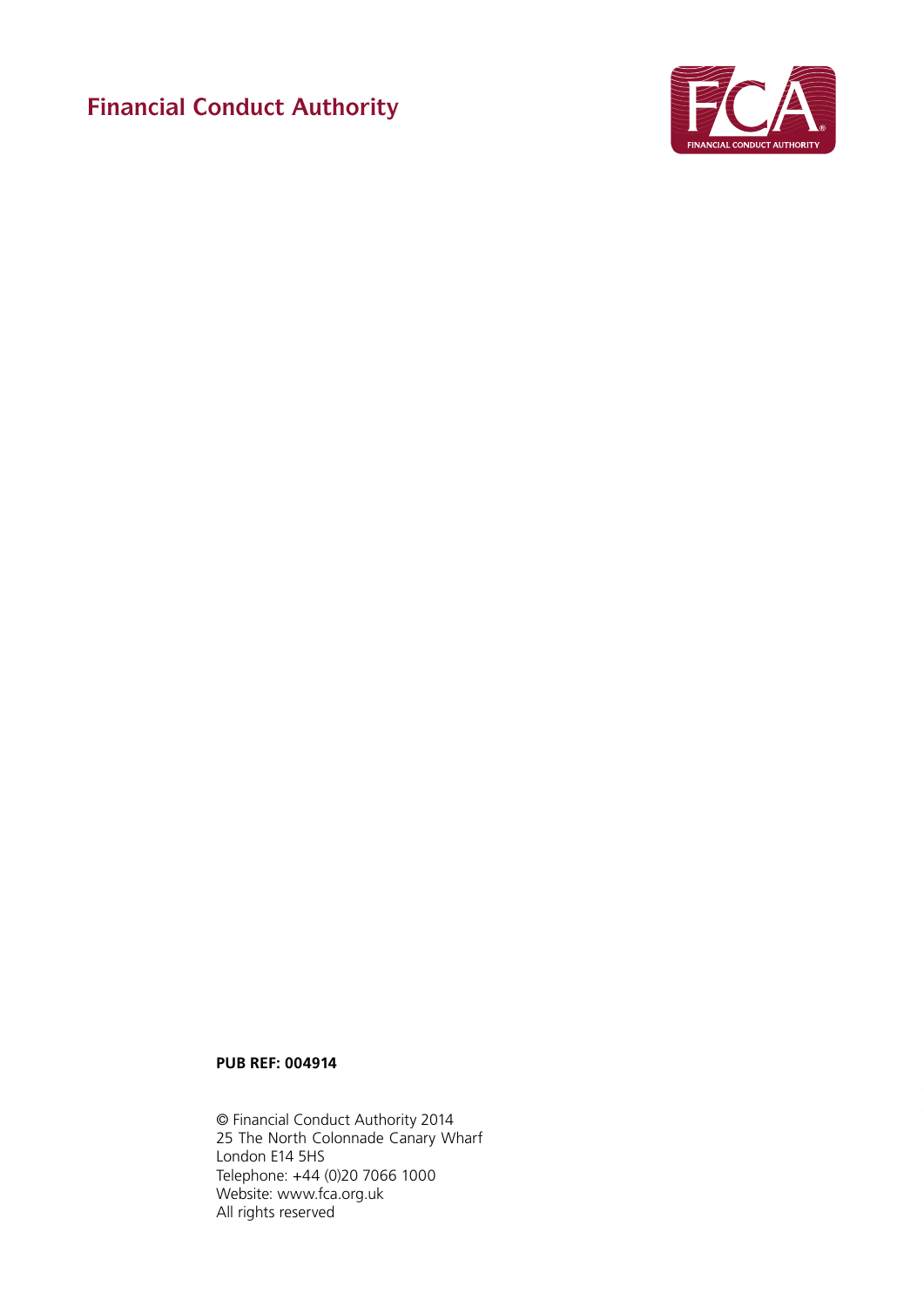**Financial Conduct Authority**

**PUB REF: 004914**

© Financial Conduct Authority 2014
25 The North Colonnade Canary Wharf
London E14 5HS
Telephone: +44 (0)20 7066 1000
Website: www.fca.org.uk
All rights reserved